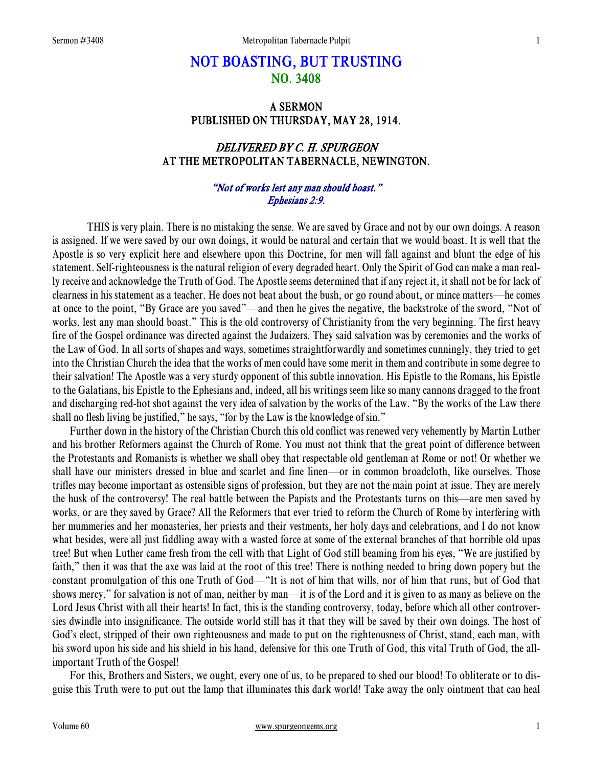# NOT BOASTING, BUT TRUSTING
## NO. 3408

### A SERMON
### PUBLISHED ON THURSDAY, MAY 28, 1914.

### *DELIVERED BY C. H. SPURGEON*
### AT THE METROPOLITAN TABERNACLE, NEWINGTON.

*"Not of works lest any man should boast." Ephesians 2:9.*

THIS is very plain. There is no mistaking the sense. We are saved by Grace and not by our own doings. A reason is assigned. If we were saved by our own doings, it would be natural and certain that we would boast. It is well that the Apostle is so very explicit here and elsewhere upon this Doctrine, for men will fall against and blunt the edge of his statement. Self-righteousness is the natural religion of every degraded heart. Only the Spirit of God can make a man really receive and acknowledge the Truth of God. The Apostle seems determined that if any reject it, it shall not be for lack of clearness in his statement as a teacher. He does not beat about the bush, or go round about, or mince matters—he comes at once to the point, "By Grace are you saved"—and then he gives the negative, the backstroke of the sword, "Not of works, lest any man should boast." This is the old controversy of Christianity from the very beginning. The first heavy fire of the Gospel ordinance was directed against the Judaizers. They said salvation was by ceremonies and the works of the Law of God. In all sorts of shapes and ways, sometimes straightforwardly and sometimes cunningly, they tried to get into the Christian Church the idea that the works of men could have some merit in them and contribute in some degree to their salvation! The Apostle was a very sturdy opponent of this subtle innovation. His Epistle to the Romans, his Epistle to the Galatians, his Epistle to the Ephesians and, indeed, all his writings seem like so many cannons dragged to the front and discharging red-hot shot against the very idea of salvation by the works of the Law. "By the works of the Law there shall no flesh living be justified," he says, "for by the Law is the knowledge of sin."

Further down in the history of the Christian Church this old conflict was renewed very vehemently by Martin Luther and his brother Reformers against the Church of Rome. You must not think that the great point of difference between the Protestants and Romanists is whether we shall obey that respectable old gentleman at Rome or not! Or whether we shall have our ministers dressed in blue and scarlet and fine linen—or in common broadcloth, like ourselves. Those trifles may become important as ostensible signs of profession, but they are not the main point at issue. They are merely the husk of the controversy! The real battle between the Papists and the Protestants turns on this—are men saved by works, or are they saved by Grace? All the Reformers that ever tried to reform the Church of Rome by interfering with her mummeries and her monasteries, her priests and their vestments, her holy days and celebrations, and I do not know what besides, were all just fiddling away with a wasted force at some of the external branches of that horrible old upas tree! But when Luther came fresh from the cell with that Light of God still beaming from his eyes, "We are justified by faith," then it was that the axe was laid at the root of this tree! There is nothing needed to bring down popery but the constant promulgation of this one Truth of God—"It is not of him that wills, nor of him that runs, but of God that shows mercy," for salvation is not of man, neither by man—it is of the Lord and it is given to as many as believe on the Lord Jesus Christ with all their hearts! In fact, this is the standing controversy, today, before which all other controversies dwindle into insignificance. The outside world still has it that they will be saved by their own doings. The host of God's elect, stripped of their own righteousness and made to put on the righteousness of Christ, stand, each man, with his sword upon his side and his shield in his hand, defensive for this one Truth of God, this vital Truth of God, the all-important Truth of the Gospel!

For this, Brothers and Sisters, we ought, every one of us, to be prepared to shed our blood! To obliterate or to disguise this Truth were to put out the lamp that illuminates this dark world! Take away the only ointment that can heal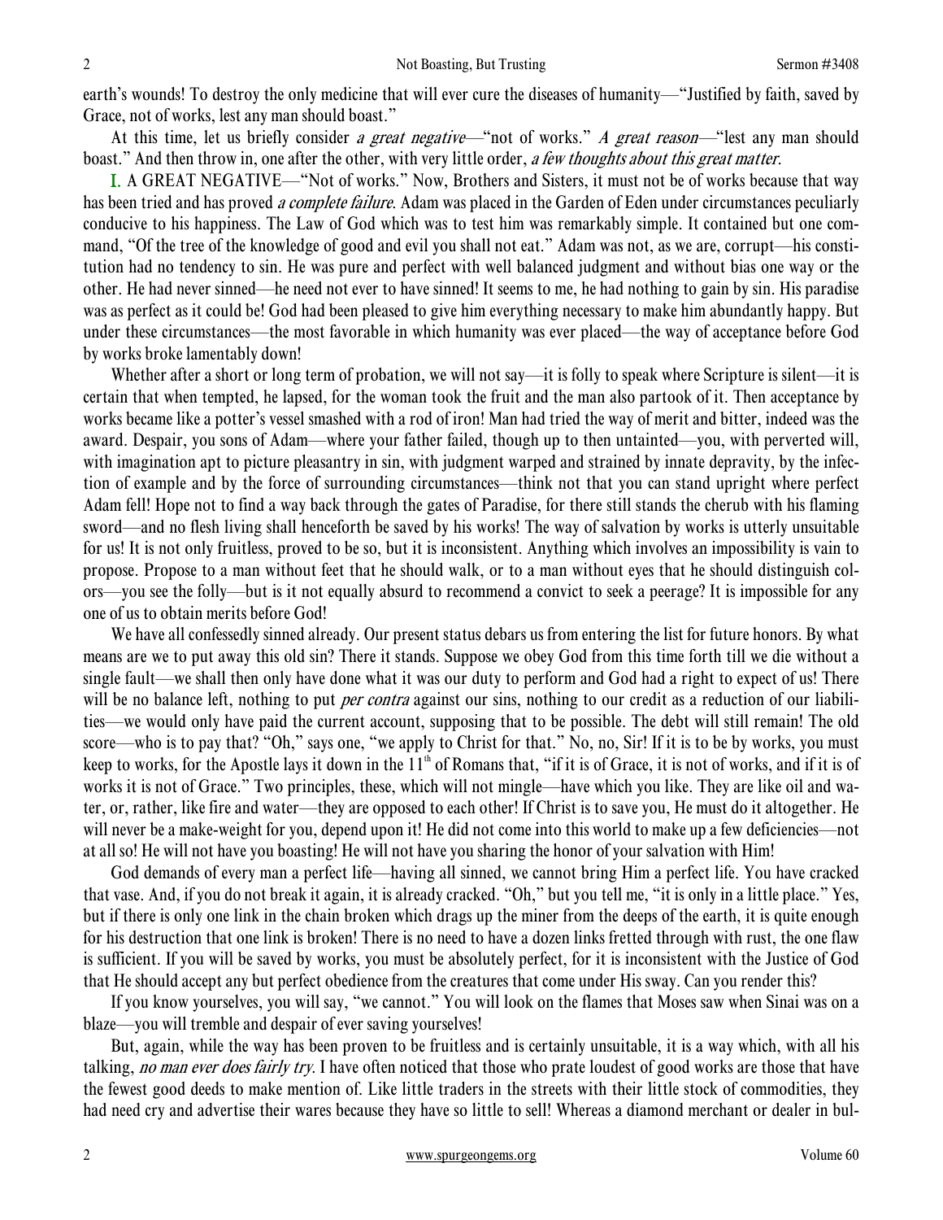earth's wounds! To destroy the only medicine that will ever cure the diseases of humanity—"Justified by faith, saved by Grace, not of works, lest any man should boast."

At this time, let us briefly consider *a great negative*—"not of works." *A great reason*—"lest any man should boast." And then throw in, one after the other, with very little order, *a few thoughts about this great matter*.

I. A GREAT NEGATIVE—"Not of works." Now, Brothers and Sisters, it must not be of works because that way has been tried and has proved *a complete failure*. Adam was placed in the Garden of Eden under circumstances peculiarly conducive to his happiness. The Law of God which was to test him was remarkably simple. It contained but one command, "Of the tree of the knowledge of good and evil you shall not eat." Adam was not, as we are, corrupt—his constitution had no tendency to sin. He was pure and perfect with well balanced judgment and without bias one way or the other. He had never sinned—he need not ever to have sinned! It seems to me, he had nothing to gain by sin. His paradise was as perfect as it could be! God had been pleased to give him everything necessary to make him abundantly happy. But under these circumstances—the most favorable in which humanity was ever placed—the way of acceptance before God by works broke lamentably down!

Whether after a short or long term of probation, we will not say—it is folly to speak where Scripture is silent—it is certain that when tempted, he lapsed, for the woman took the fruit and the man also partook of it. Then acceptance by works became like a potter's vessel smashed with a rod of iron! Man had tried the way of merit and bitter, indeed was the award. Despair, you sons of Adam—where your father failed, though up to then untainted—you, with perverted will, with imagination apt to picture pleasantry in sin, with judgment warped and strained by innate depravity, by the infection of example and by the force of surrounding circumstances—think not that you can stand upright where perfect Adam fell! Hope not to find a way back through the gates of Paradise, for there still stands the cherub with his flaming sword—and no flesh living shall henceforth be saved by his works! The way of salvation by works is utterly unsuitable for us! It is not only fruitless, proved to be so, but it is inconsistent. Anything which involves an impossibility is vain to propose. Propose to a man without feet that he should walk, or to a man without eyes that he should distinguish colors—you see the folly—but is it not equally absurd to recommend a convict to seek a peerage? It is impossible for any one of us to obtain merits before God!

We have all confessedly sinned already. Our present status debars us from entering the list for future honors. By what means are we to put away this old sin? There it stands. Suppose we obey God from this time forth till we die without a single fault—we shall then only have done what it was our duty to perform and God had a right to expect of us! There will be no balance left, nothing to put *per contra* against our sins, nothing to our credit as a reduction of our liabilities—we would only have paid the current account, supposing that to be possible. The debt will still remain! The old score—who is to pay that? "Oh," says one, "we apply to Christ for that." No, no, Sir! If it is to be by works, you must keep to works, for the Apostle lays it down in the 11th of Romans that, "if it is of Grace, it is not of works, and if it is of works it is not of Grace." Two principles, these, which will not mingle—have which you like. They are like oil and water, or, rather, like fire and water—they are opposed to each other! If Christ is to save you, He must do it altogether. He will never be a make-weight for you, depend upon it! He did not come into this world to make up a few deficiencies—not at all so! He will not have you boasting! He will not have you sharing the honor of your salvation with Him!

God demands of every man a perfect life—having all sinned, we cannot bring Him a perfect life. You have cracked that vase. And, if you do not break it again, it is already cracked. "Oh," but you tell me, "it is only in a little place." Yes, but if there is only one link in the chain broken which drags up the miner from the deeps of the earth, it is quite enough for his destruction that one link is broken! There is no need to have a dozen links fretted through with rust, the one flaw is sufficient. If you will be saved by works, you must be absolutely perfect, for it is inconsistent with the Justice of God that He should accept any but perfect obedience from the creatures that come under His sway. Can you render this?

If you know yourselves, you will say, "we cannot." You will look on the flames that Moses saw when Sinai was on a blaze—you will tremble and despair of ever saving yourselves!

But, again, while the way has been proven to be fruitless and is certainly unsuitable, it is a way which, with all his talking, *no man ever does fairly try*. I have often noticed that those who prate loudest of good works are those that have the fewest good deeds to make mention of. Like little traders in the streets with their little stock of commodities, they had need cry and advertise their wares because they have so little to sell! Whereas a diamond merchant or dealer in bul-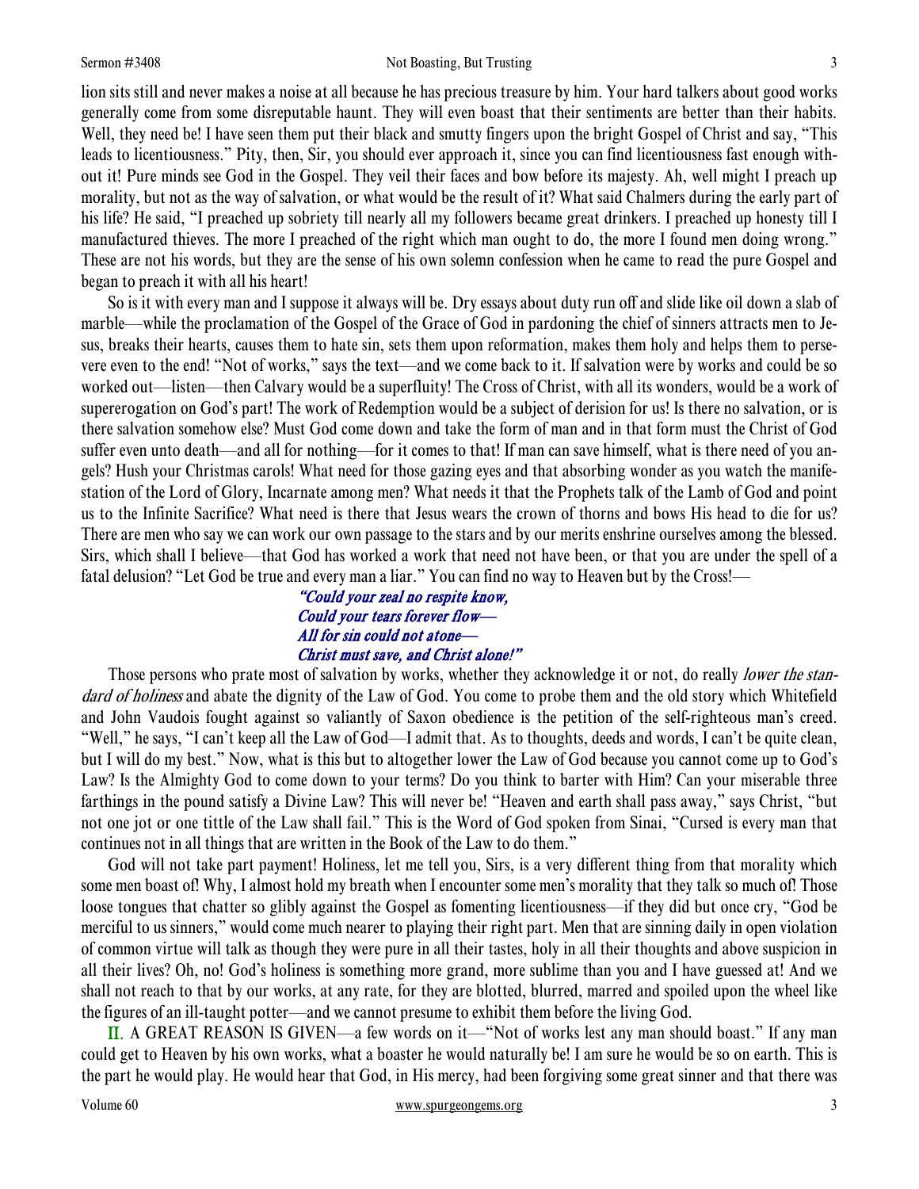lion sits still and never makes a noise at all because he has precious treasure by him. Your hard talkers about good works generally come from some disreputable haunt. They will even boast that their sentiments are better than their habits. Well, they need be! I have seen them put their black and smutty fingers upon the bright Gospel of Christ and say, "This leads to licentiousness." Pity, then, Sir, you should ever approach it, since you can find licentiousness fast enough without it! Pure minds see God in the Gospel. They veil their faces and bow before its majesty. Ah, well might I preach up morality, but not as the way of salvation, or what would be the result of it? What said Chalmers during the early part of his life? He said, "I preached up sobriety till nearly all my followers became great drinkers. I preached up honesty till I manufactured thieves. The more I preached of the right which man ought to do, the more I found men doing wrong." These are not his words, but they are the sense of his own solemn confession when he came to read the pure Gospel and began to preach it with all his heart!

So is it with every man and I suppose it always will be. Dry essays about duty run off and slide like oil down a slab of marble—while the proclamation of the Gospel of the Grace of God in pardoning the chief of sinners attracts men to Jesus, breaks their hearts, causes them to hate sin, sets them upon reformation, makes them holy and helps them to persevere even to the end! "Not of works," says the text—and we come back to it. If salvation were by works and could be so worked out—listen—then Calvary would be a superfluity! The Cross of Christ, with all its wonders, would be a work of supererogation on God's part! The work of Redemption would be a subject of derision for us! Is there no salvation, or is there salvation somehow else? Must God come down and take the form of man and in that form must the Christ of God suffer even unto death—and all for nothing—for it comes to that! If man can save himself, what is there need of you angels? Hush your Christmas carols! What need for those gazing eyes and that absorbing wonder as you watch the manifestation of the Lord of Glory, Incarnate among men? What needs it that the Prophets talk of the Lamb of God and point us to the Infinite Sacrifice? What need is there that Jesus wears the crown of thorns and bows His head to die for us? There are men who say we can work our own passage to the stars and by our merits enshrine ourselves among the blessed. Sirs, which shall I believe—that God has worked a work that need not have been, or that you are under the spell of a fatal delusion? "Let God be true and every man a liar." You can find no way to Heaven but by the Cross!—

*"Could your zeal no respite know,*
*Could your tears forever flow—*
*All for sin could not atone—*
*Christ must save, and Christ alone!"*

Those persons who prate most of salvation by works, whether they acknowledge it or not, do really *lower the standard of holiness* and abate the dignity of the Law of God. You come to probe them and the old story which Whitefield and John Vaudois fought against so valiantly of Saxon obedience is the petition of the self-righteous man's creed. "Well," he says, "I can't keep all the Law of God—I admit that. As to thoughts, deeds and words, I can't be quite clean, but I will do my best." Now, what is this but to altogether lower the Law of God because you cannot come up to God's Law? Is the Almighty God to come down to your terms? Do you think to barter with Him? Can your miserable three farthings in the pound satisfy a Divine Law? This will never be! "Heaven and earth shall pass away," says Christ, "but not one jot or one tittle of the Law shall fail." This is the Word of God spoken from Sinai, "Cursed is every man that continues not in all things that are written in the Book of the Law to do them."

God will not take part payment! Holiness, let me tell you, Sirs, is a very different thing from that morality which some men boast of! Why, I almost hold my breath when I encounter some men's morality that they talk so much of! Those loose tongues that chatter so glibly against the Gospel as fomenting licentiousness—if they did but once cry, "God be merciful to us sinners," would come much nearer to playing their right part. Men that are sinning daily in open violation of common virtue will talk as though they were pure in all their tastes, holy in all their thoughts and above suspicion in all their lives? Oh, no! God's holiness is something more grand, more sublime than you and I have guessed at! And we shall not reach to that by our works, at any rate, for they are blotted, blurred, marred and spoiled upon the wheel like the figures of an ill-taught potter—and we cannot presume to exhibit them before the living God.

II. A GREAT REASON IS GIVEN—a few words on it—"Not of works lest any man should boast." If any man could get to Heaven by his own works, what a boaster he would naturally be! I am sure he would be so on earth. This is the part he would play. He would hear that God, in His mercy, had been forgiving some great sinner and that there was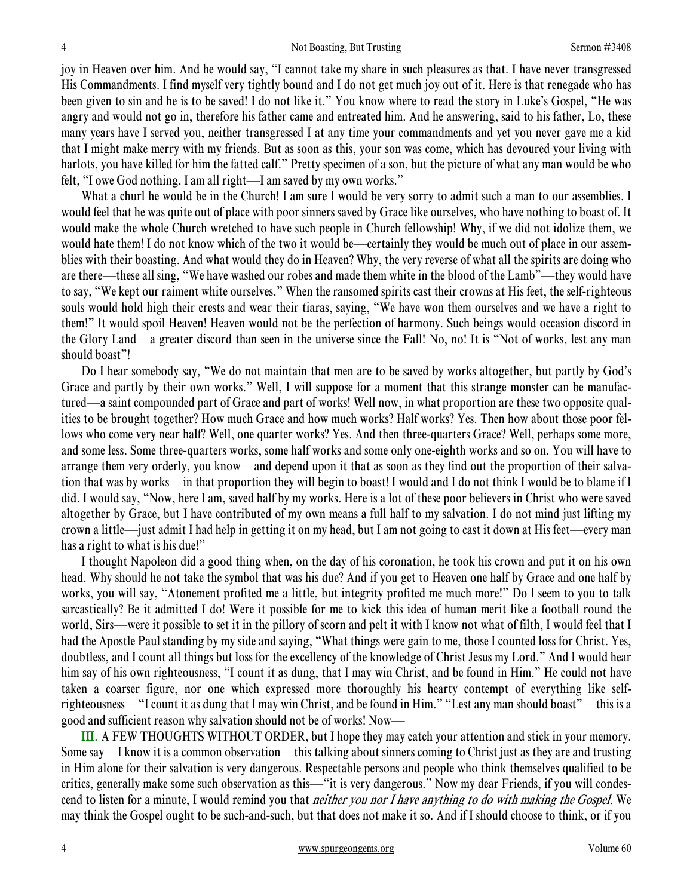joy in Heaven over him. And he would say, "I cannot take my share in such pleasures as that. I have never transgressed His Commandments. I find myself very tightly bound and I do not get much joy out of it. Here is that renegade who has been given to sin and he is to be saved! I do not like it." You know where to read the story in Luke's Gospel, "He was angry and would not go in, therefore his father came and entreated him. And he answering, said to his father, Lo, these many years have I served you, neither transgressed I at any time your commandments and yet you never gave me a kid that I might make merry with my friends. But as soon as this, your son was come, which has devoured your living with harlots, you have killed for him the fatted calf." Pretty specimen of a son, but the picture of what any man would be who felt, "I owe God nothing. I am all right—I am saved by my own works."

What a churl he would be in the Church! I am sure I would be very sorry to admit such a man to our assemblies. I would feel that he was quite out of place with poor sinners saved by Grace like ourselves, who have nothing to boast of. It would make the whole Church wretched to have such people in Church fellowship! Why, if we did not idolize them, we would hate them! I do not know which of the two it would be—certainly they would be much out of place in our assemblies with their boasting. And what would they do in Heaven? Why, the very reverse of what all the spirits are doing who are there—these all sing, "We have washed our robes and made them white in the blood of the Lamb"—they would have to say, "We kept our raiment white ourselves." When the ransomed spirits cast their crowns at His feet, the self-righteous souls would hold high their crests and wear their tiaras, saying, "We have won them ourselves and we have a right to them!" It would spoil Heaven! Heaven would not be the perfection of harmony. Such beings would occasion discord in the Glory Land—a greater discord than seen in the universe since the Fall! No, no! It is "Not of works, lest any man should boast"!

Do I hear somebody say, "We do not maintain that men are to be saved by works altogether, but partly by God's Grace and partly by their own works." Well, I will suppose for a moment that this strange monster can be manufactured—a saint compounded part of Grace and part of works! Well now, in what proportion are these two opposite qualities to be brought together? How much Grace and how much works? Half works? Yes. Then how about those poor fellows who come very near half? Well, one quarter works? Yes. And then three-quarters Grace? Well, perhaps some more, and some less. Some three-quarters works, some half works and some only one-eighth works and so on. You will have to arrange them very orderly, you know—and depend upon it that as soon as they find out the proportion of their salvation that was by works—in that proportion they will begin to boast! I would and I do not think I would be to blame if I did. I would say, "Now, here I am, saved half by my works. Here is a lot of these poor believers in Christ who were saved altogether by Grace, but I have contributed of my own means a full half to my salvation. I do not mind just lifting my crown a little—just admit I had help in getting it on my head, but I am not going to cast it down at His feet—every man has a right to what is his due!"

I thought Napoleon did a good thing when, on the day of his coronation, he took his crown and put it on his own head. Why should he not take the symbol that was his due? And if you get to Heaven one half by Grace and one half by works, you will say, "Atonement profited me a little, but integrity profited me much more!" Do I seem to you to talk sarcastically? Be it admitted I do! Were it possible for me to kick this idea of human merit like a football round the world, Sirs—were it possible to set it in the pillory of scorn and pelt it with I know not what of filth, I would feel that I had the Apostle Paul standing by my side and saying, "What things were gain to me, those I counted loss for Christ. Yes, doubtless, and I count all things but loss for the excellency of the knowledge of Christ Jesus my Lord." And I would hear him say of his own righteousness, "I count it as dung, that I may win Christ, and be found in Him." He could not have taken a coarser figure, nor one which expressed more thoroughly his hearty contempt of everything like self-righteousness—"I count it as dung that I may win Christ, and be found in Him." "Lest any man should boast"—this is a good and sufficient reason why salvation should not be of works! Now—

**III.** A FEW THOUGHTS WITHOUT ORDER, but I hope they may catch your attention and stick in your memory. Some say—I know it is a common observation—this talking about sinners coming to Christ just as they are and trusting in Him alone for their salvation is very dangerous. Respectable persons and people who think themselves qualified to be critics, generally make some such observation as this—"it is very dangerous." Now my dear Friends, if you will condescend to listen for a minute, I would remind you that *neither you nor I have anything to do with making the Gospel.* We may think the Gospel ought to be such-and-such, but that does not make it so. And if I should choose to think, or if you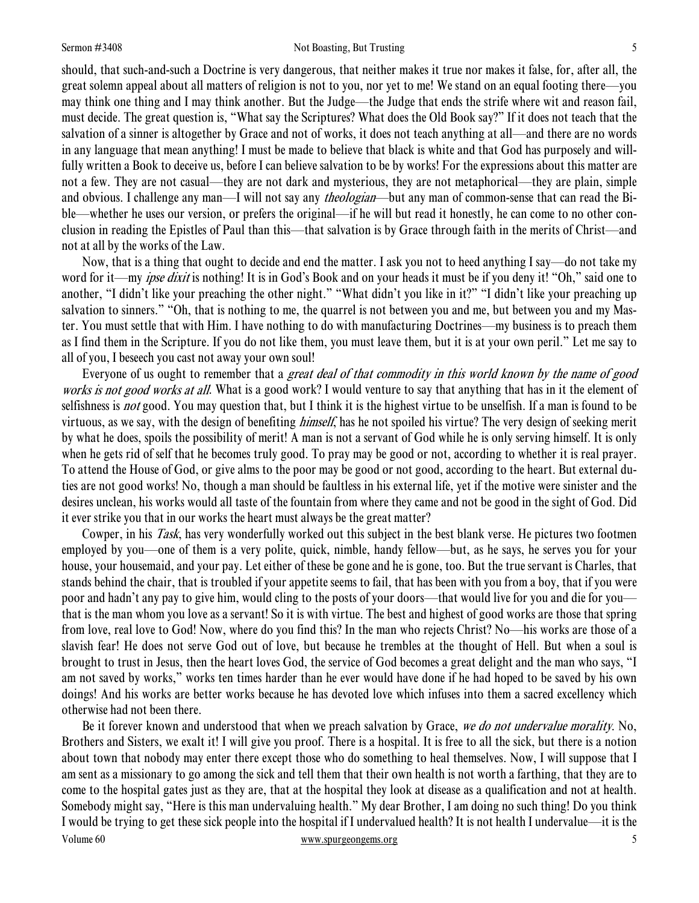should, that such-and-such a Doctrine is very dangerous, that neither makes it true nor makes it false, for, after all, the great solemn appeal about all matters of religion is not to you, nor yet to me! We stand on an equal footing there—you may think one thing and I may think another. But the Judge—the Judge that ends the strife where wit and reason fail, must decide. The great question is, "What say the Scriptures? What does the Old Book say?" If it does not teach that the salvation of a sinner is altogether by Grace and not of works, it does not teach anything at all—and there are no words in any language that mean anything! I must be made to believe that black is white and that God has purposely and willfully written a Book to deceive us, before I can believe salvation to be by works! For the expressions about this matter are not a few. They are not casual—they are not dark and mysterious, they are not metaphorical—they are plain, simple and obvious. I challenge any man—I will not say any *theologian*—but any man of common-sense that can read the Bible—whether he uses our version, or prefers the original—if he will but read it honestly, he can come to no other conclusion in reading the Epistles of Paul than this—that salvation is by Grace through faith in the merits of Christ—and not at all by the works of the Law.

Now, that is a thing that ought to decide and end the matter. I ask you not to heed anything I say—do not take my word for it—my *ipse dixit* is nothing! It is in God's Book and on your heads it must be if you deny it! "Oh," said one to another, "I didn't like your preaching the other night." "What didn't you like in it?" "I didn't like your preaching up salvation to sinners." "Oh, that is nothing to me, the quarrel is not between you and me, but between you and my Master. You must settle that with Him. I have nothing to do with manufacturing Doctrines—my business is to preach them as I find them in the Scripture. If you do not like them, you must leave them, but it is at your own peril." Let me say to all of you, I beseech you cast not away your own soul!

Everyone of us ought to remember that a *great deal of that commodity in this world known by the name of good works is not good works at all*. What is a good work? I would venture to say that anything that has in it the element of selfishness is *not* good. You may question that, but I think it is the highest virtue to be unselfish. If a man is found to be virtuous, as we say, with the design of benefiting *himself*, has he not spoiled his virtue? The very design of seeking merit by what he does, spoils the possibility of merit! A man is not a servant of God while he is only serving himself. It is only when he gets rid of self that he becomes truly good. To pray may be good or not, according to whether it is real prayer. To attend the House of God, or give alms to the poor may be good or not good, according to the heart. But external duties are not good works! No, though a man should be faultless in his external life, yet if the motive were sinister and the desires unclean, his works would all taste of the fountain from where they came and not be good in the sight of God. Did it ever strike you that in our works the heart must always be the great matter?

Cowper, in his *Task*, has very wonderfully worked out this subject in the best blank verse. He pictures two footmen employed by you—one of them is a very polite, quick, nimble, handy fellow—but, as he says, he serves you for your house, your housemaid, and your pay. Let either of these be gone and he is gone, too. But the true servant is Charles, that stands behind the chair, that is troubled if your appetite seems to fail, that has been with you from a boy, that if you were poor and hadn't any pay to give him, would cling to the posts of your doors—that would live for you and die for you—that is the man whom you love as a servant! So it is with virtue. The best and highest of good works are those that spring from love, real love to God! Now, where do you find this? In the man who rejects Christ? No—his works are those of a slavish fear! He does not serve God out of love, but because he trembles at the thought of Hell. But when a soul is brought to trust in Jesus, then the heart loves God, the service of God becomes a great delight and the man who says, "I am not saved by works," works ten times harder than he ever would have done if he had hoped to be saved by his own doings! And his works are better works because he has devoted love which infuses into them a sacred excellency which otherwise had not been there.

Be it forever known and understood that when we preach salvation by Grace, *we do not undervalue morality*. No, Brothers and Sisters, we exalt it! I will give you proof. There is a hospital. It is free to all the sick, but there is a notion about town that nobody may enter there except those who do something to heal themselves. Now, I will suppose that I am sent as a missionary to go among the sick and tell them that their own health is not worth a farthing, that they are to come to the hospital gates just as they are, that at the hospital they look at disease as a qualification and not at health. Somebody might say, "Here is this man undervaluing health." My dear Brother, I am doing no such thing! Do you think I would be trying to get these sick people into the hospital if I undervalued health? It is not health I undervalue—it is the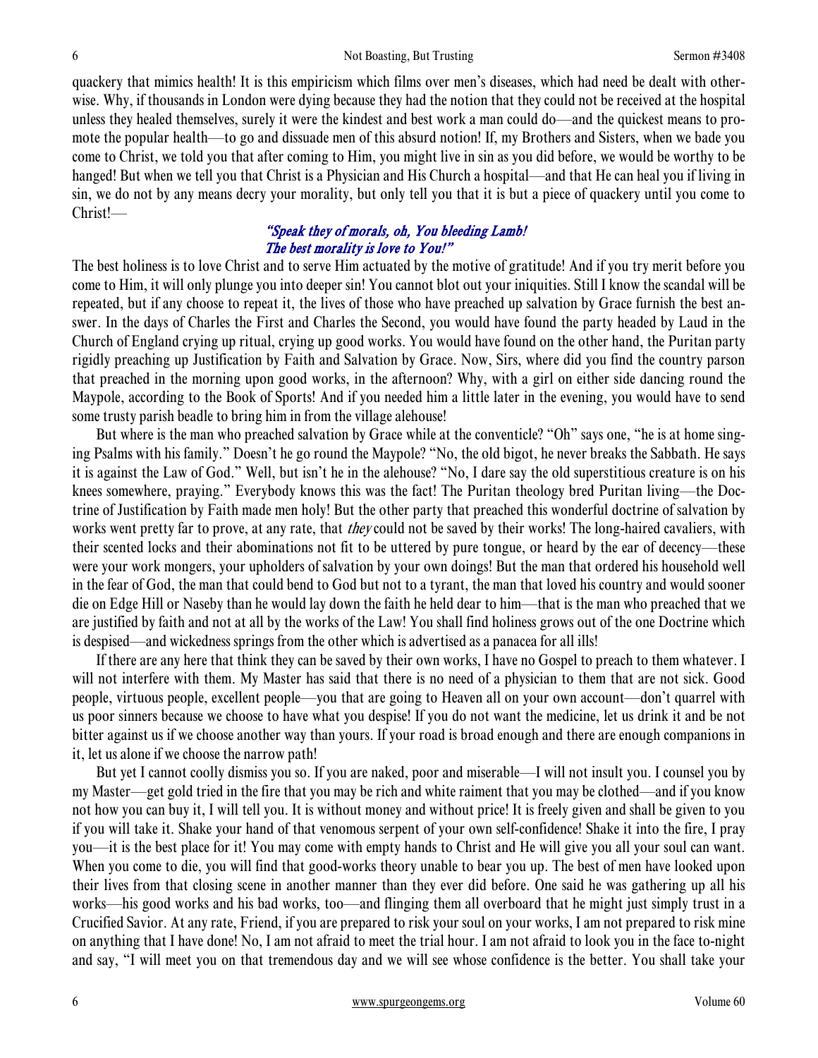quackery that mimics health! It is this empiricism which films over men's diseases, which had need be dealt with otherwise. Why, if thousands in London were dying because they had the notion that they could not be received at the hospital unless they healed themselves, surely it were the kindest and best work a man could do—and the quickest means to promote the popular health—to go and dissuade men of this absurd notion! If, my Brothers and Sisters, when we bade you come to Christ, we told you that after coming to Him, you might live in sin as you did before, we would be worthy to be hanged! But when we tell you that Christ is a Physician and His Church a hospital—and that He can heal you if living in sin, we do not by any means decry your morality, but only tell you that it is but a piece of quackery until you come to Christ!—

*"Speak they of morals, oh, You bleeding Lamb!*
*The best morality is love to You!"*

The best holiness is to love Christ and to serve Him actuated by the motive of gratitude! And if you try merit before you come to Him, it will only plunge you into deeper sin! You cannot blot out your iniquities. Still I know the scandal will be repeated, but if any choose to repeat it, the lives of those who have preached up salvation by Grace furnish the best answer. In the days of Charles the First and Charles the Second, you would have found the party headed by Laud in the Church of England crying up ritual, crying up good works. You would have found on the other hand, the Puritan party rigidly preaching up Justification by Faith and Salvation by Grace. Now, Sirs, where did you find the country parson that preached in the morning upon good works, in the afternoon? Why, with a girl on either side dancing round the Maypole, according to the Book of Sports! And if you needed him a little later in the evening, you would have to send some trusty parish beadle to bring him in from the village alehouse!

But where is the man who preached salvation by Grace while at the conventicle? "Oh" says one, "he is at home singing Psalms with his family." Doesn't he go round the Maypole? "No, the old bigot, he never breaks the Sabbath. He says it is against the Law of God." Well, but isn't he in the alehouse? "No, I dare say the old superstitious creature is on his knees somewhere, praying." Everybody knows this was the fact! The Puritan theology bred Puritan living—the Doctrine of Justification by Faith made men holy! But the other party that preached this wonderful doctrine of salvation by works went pretty far to prove, at any rate, that *they* could not be saved by their works! The long-haired cavaliers, with their scented locks and their abominations not fit to be uttered by pure tongue, or heard by the ear of decency—these were your work mongers, your upholders of salvation by your own doings! But the man that ordered his household well in the fear of God, the man that could bend to God but not to a tyrant, the man that loved his country and would sooner die on Edge Hill or Naseby than he would lay down the faith he held dear to him—that is the man who preached that we are justified by faith and not at all by the works of the Law! You shall find holiness grows out of the one Doctrine which is despised—and wickedness springs from the other which is advertised as a panacea for all ills!

If there are any here that think they can be saved by their own works, I have no Gospel to preach to them whatever. I will not interfere with them. My Master has said that there is no need of a physician to them that are not sick. Good people, virtuous people, excellent people—you that are going to Heaven all on your own account—don't quarrel with us poor sinners because we choose to have what you despise! If you do not want the medicine, let us drink it and be not bitter against us if we choose another way than yours. If your road is broad enough and there are enough companions in it, let us alone if we choose the narrow path!

But yet I cannot coolly dismiss you so. If you are naked, poor and miserable—I will not insult you. I counsel you by my Master—get gold tried in the fire that you may be rich and white raiment that you may be clothed—and if you know not how you can buy it, I will tell you. It is without money and without price! It is freely given and shall be given to you if you will take it. Shake your hand of that venomous serpent of your own self-confidence! Shake it into the fire, I pray you—it is the best place for it! You may come with empty hands to Christ and He will give you all your soul can want. When you come to die, you will find that good-works theory unable to bear you up. The best of men have looked upon their lives from that closing scene in another manner than they ever did before. One said he was gathering up all his works—his good works and his bad works, too—and flinging them all overboard that he might just simply trust in a Crucified Savior. At any rate, Friend, if you are prepared to risk your soul on your works, I am not prepared to risk mine on anything that I have done! No, I am not afraid to meet the trial hour. I am not afraid to look you in the face to-night and say, "I will meet you on that tremendous day and we will see whose confidence is the better. You shall take your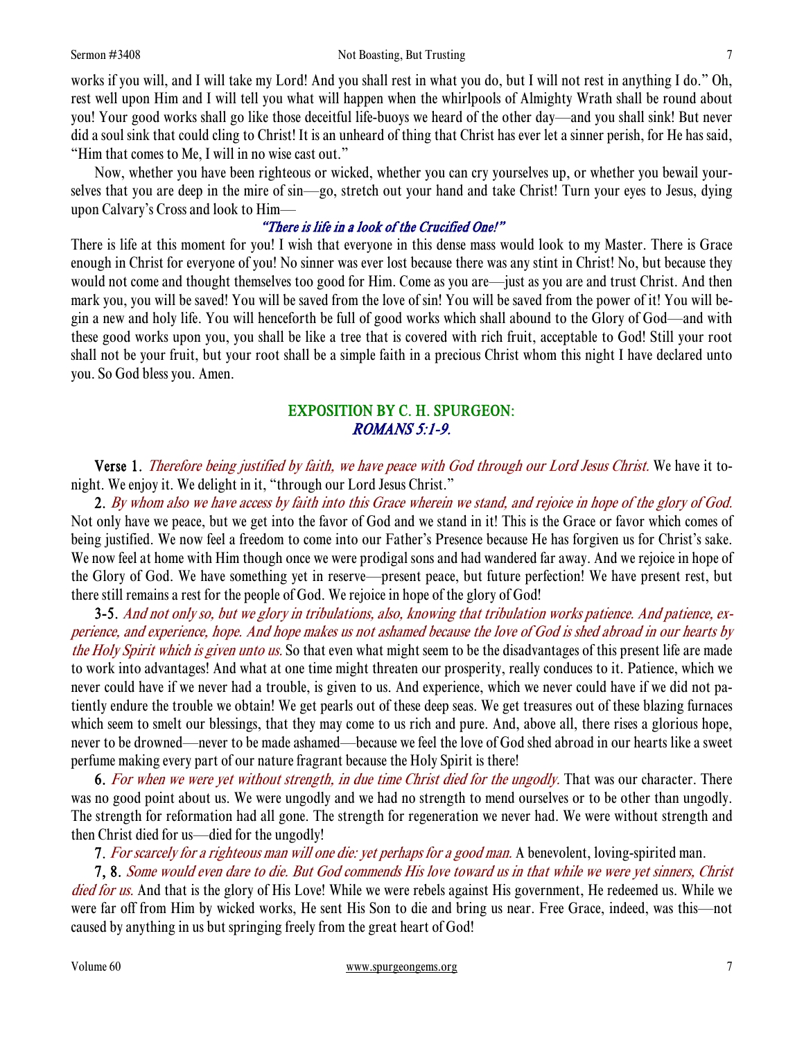works if you will, and I will take my Lord! And you shall rest in what you do, but I will not rest in anything I do." Oh, rest well upon Him and I will tell you what will happen when the whirlpools of Almighty Wrath shall be round about you! Your good works shall go like those deceitful life-buoys we heard of the other day—and you shall sink! But never did a soul sink that could cling to Christ! It is an unheard of thing that Christ has ever let a sinner perish, for He has said, "Him that comes to Me, I will in no wise cast out."

Now, whether you have been righteous or wicked, whether you can cry yourselves up, or whether you bewail yourselves that you are deep in the mire of sin—go, stretch out your hand and take Christ! Turn your eyes to Jesus, dying upon Calvary's Cross and look to Him—

*"There is life in a look of the Crucified One!"*

There is life at this moment for you! I wish that everyone in this dense mass would look to my Master. There is Grace enough in Christ for everyone of you! No sinner was ever lost because there was any stint in Christ! No, but because they would not come and thought themselves too good for Him. Come as you are—just as you are and trust Christ. And then mark you, you will be saved! You will be saved from the love of sin! You will be saved from the power of it! You will begin a new and holy life. You will henceforth be full of good works which shall abound to the Glory of God—and with these good works upon you, you shall be like a tree that is covered with rich fruit, acceptable to God! Still your root shall not be your fruit, but your root shall be a simple faith in a precious Christ whom this night I have declared unto you. So God bless you. Amen.

## EXPOSITION BY C. H. SPURGEON: *ROMANS 5:1-9.*

**Verse 1.** *Therefore being justified by faith, we have peace with God through our Lord Jesus Christ.* We have it tonight. We enjoy it. We delight in it, "through our Lord Jesus Christ."

**2.** *By whom also we have access by faith into this Grace wherein we stand, and rejoice in hope of the glory of God.* Not only have we peace, but we get into the favor of God and we stand in it! This is the Grace or favor which comes of being justified. We now feel a freedom to come into our Father's Presence because He has forgiven us for Christ's sake. We now feel at home with Him though once we were prodigal sons and had wandered far away. And we rejoice in hope of the Glory of God. We have something yet in reserve—present peace, but future perfection! We have present rest, but there still remains a rest for the people of God. We rejoice in hope of the glory of God!

**3-5.** *And not only so, but we glory in tribulations, also, knowing that tribulation works patience. And patience, experience, and experience, hope. And hope makes us not ashamed because the love of God is shed abroad in our hearts by the Holy Spirit which is given unto us.* So that even what might seem to be the disadvantages of this present life are made to work into advantages! And what at one time might threaten our prosperity, really conduces to it. Patience, which we never could have if we never had a trouble, is given to us. And experience, which we never could have if we did not patiently endure the trouble we obtain! We get pearls out of these deep seas. We get treasures out of these blazing furnaces which seem to smelt our blessings, that they may come to us rich and pure. And, above all, there rises a glorious hope, never to be drowned—never to be made ashamed—because we feel the love of God shed abroad in our hearts like a sweet perfume making every part of our nature fragrant because the Holy Spirit is there!

**6.** *For when we were yet without strength, in due time Christ died for the ungodly.* That was our character. There was no good point about us. We were ungodly and we had no strength to mend ourselves or to be other than ungodly. The strength for reformation had all gone. The strength for regeneration we never had. We were without strength and then Christ died for us—died for the ungodly!

**7.** *For scarcely for a righteous man will one die: yet perhaps for a good man.* A benevolent, loving-spirited man.

**7, 8.** *Some would even dare to die. But God commends His love toward us in that while we were yet sinners, Christ died for us.* And that is the glory of His Love! While we were rebels against His government, He redeemed us. While we were far off from Him by wicked works, He sent His Son to die and bring us near. Free Grace, indeed, was this—not caused by anything in us but springing freely from the great heart of God!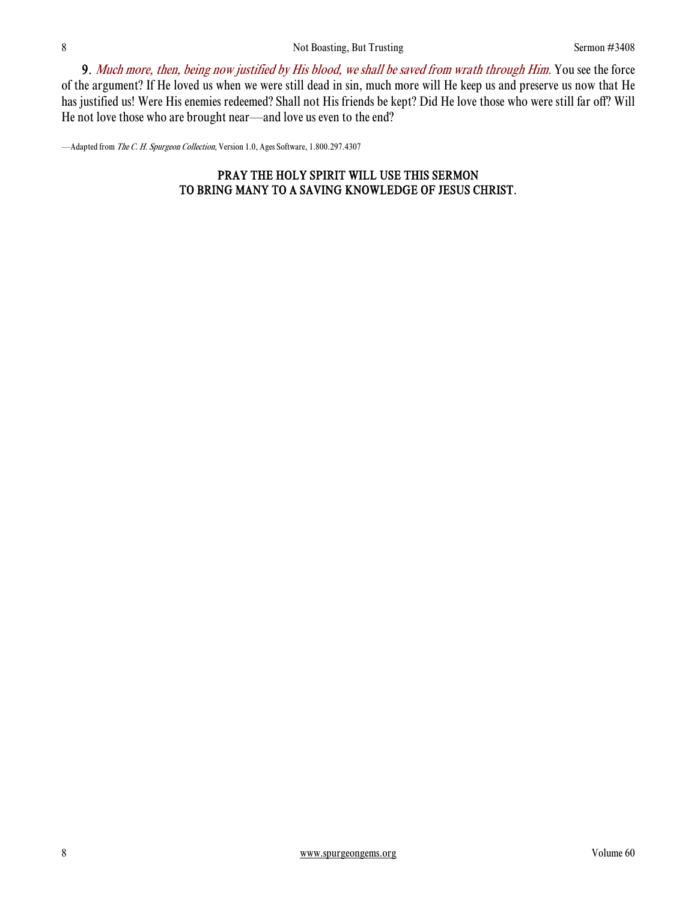**9**. *Much more, then, being now justified by His blood, we shall be saved from wrath through Him.* You see the force of the argument? If He loved us when we were still dead in sin, much more will He keep us and preserve us now that He has justified us! Were His enemies redeemed? Shall not His friends be kept? Did He love those who were still far off? Will He not love those who are brought near—and love us even to the end?

—Adapted from *The C. H. Spurgeon Collection,* Version 1.0, Ages Software, 1.800.297.4307

**PRAY THE HOLY SPIRIT WILL USE THIS SERMON TO BRING MANY TO A SAVING KNOWLEDGE OF JESUS CHRIST.**